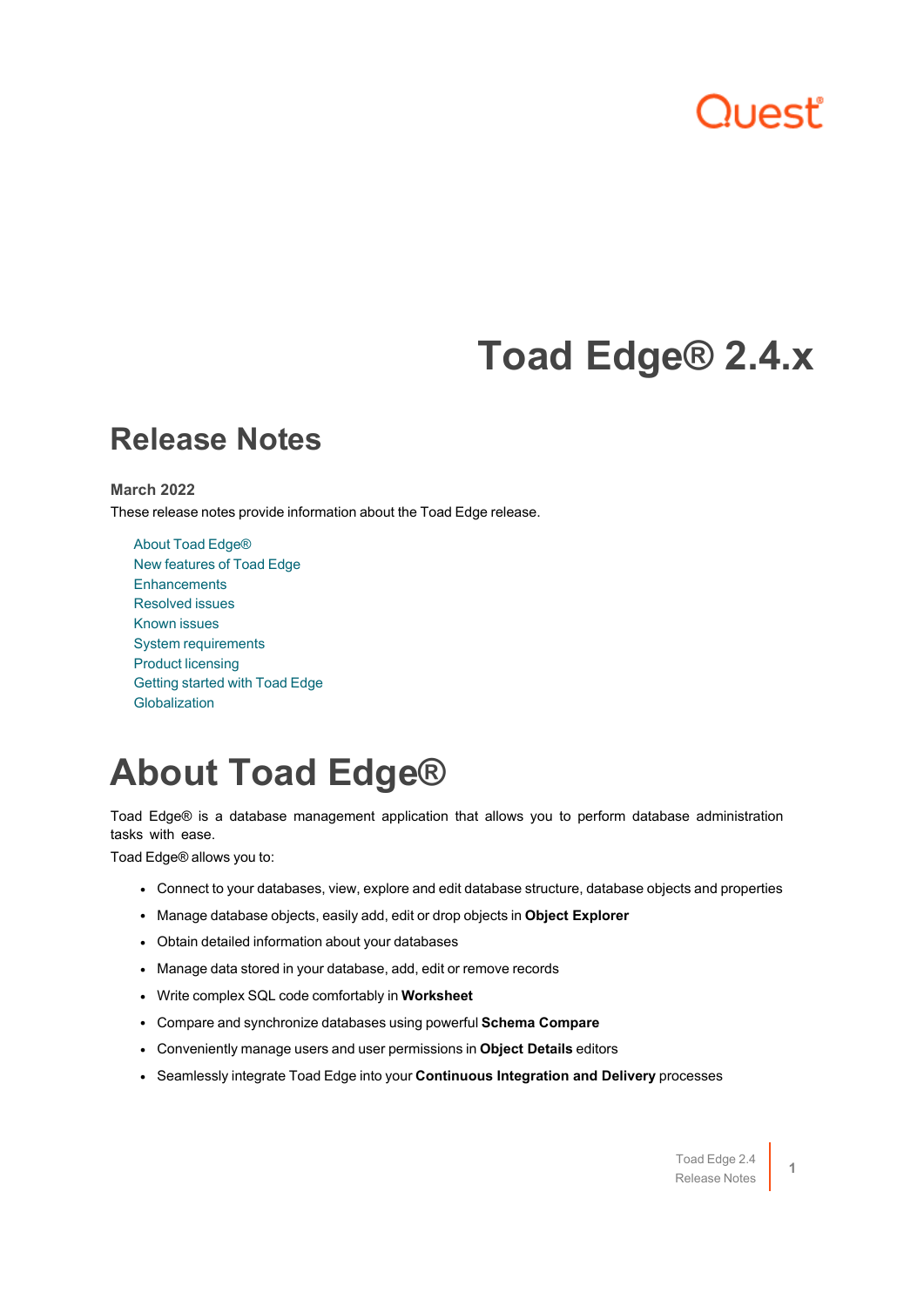# Toad Edge® 2.4.x

## Release Notes

**March 2022**

These release notes provide information about the Toad Edge release.

- About Toad Edge®
- New features of Toad Edge
- Enhancements
- Resolved issues
- Known issues
- System requirements
- Product licensing
- Getting started with Toad Edge
- Globalization

# About Toad Edge®

Toad Edge® is a database management application that allows you to perform database administration tasks with ease.

Toad Edge® allows you to:

- Connect to your databases, view, explore and edit database structure, database objects and properties
- Manage database objects, easily add, edit or drop objects in **Object Explorer**
- Obtain detailed information about your databases
- Manage data stored in your database, add, edit or remove records
- Write complex SQL code comfortably in **Worksheet**
- Compare and synchronize databases using powerful **Schema Compare**
- Conveniently manage users and user permissions in **Object Details** editors
- Seamlessly integrate Toad Edge into your **Continuous Integration and Delivery** processes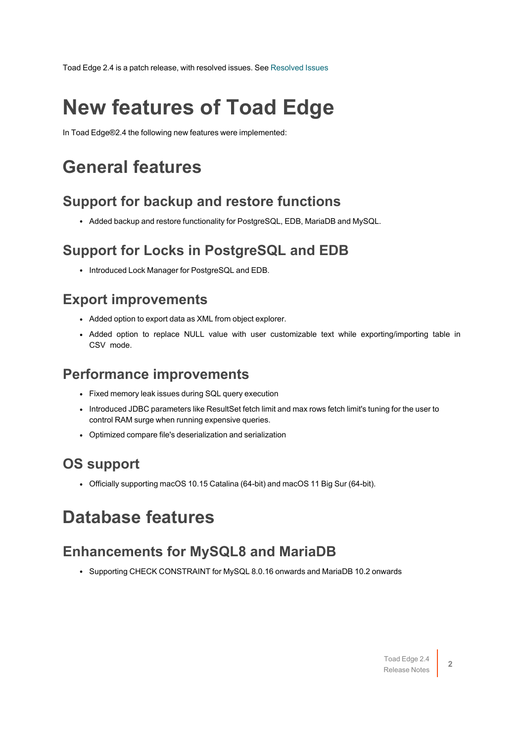Toad Edge 2.4 is a patch release, with resolved issues. See Resolved Issues

# New features of Toad Edge

In Toad Edge®2.4 the following new features were implemented:

## General features

### Support for backup and restore functions

- Added backup and restore functionality for PostgreSQL, EDB, MariaDB and MySQL.

### Support for Locks in PostgreSQL and EDB

- Introduced Lock Manager for PostgreSQL and EDB.

### Export improvements

- Added option to export data as XML from object explorer.
- Added option to replace NULL value with user customizable text while exporting/importing table in CSV mode.

### Performance improvements

- Fixed memory leak issues during SQL query execution
- Introduced JDBC parameters like ResultSet fetch limit and max rows fetch limit's tuning for the user to control RAM surge when running expensive queries.
- Optimized compare file's deserialization and serialization

### OS support

- Officially supporting macOS 10.15 Catalina (64-bit) and macOS 11 Big Sur (64-bit).

## Database features

### Enhancements for MySQL8 and MariaDB

- Supporting CHECK CONSTRAINT for MySQL 8.0.16 onwards and MariaDB 10.2 onwards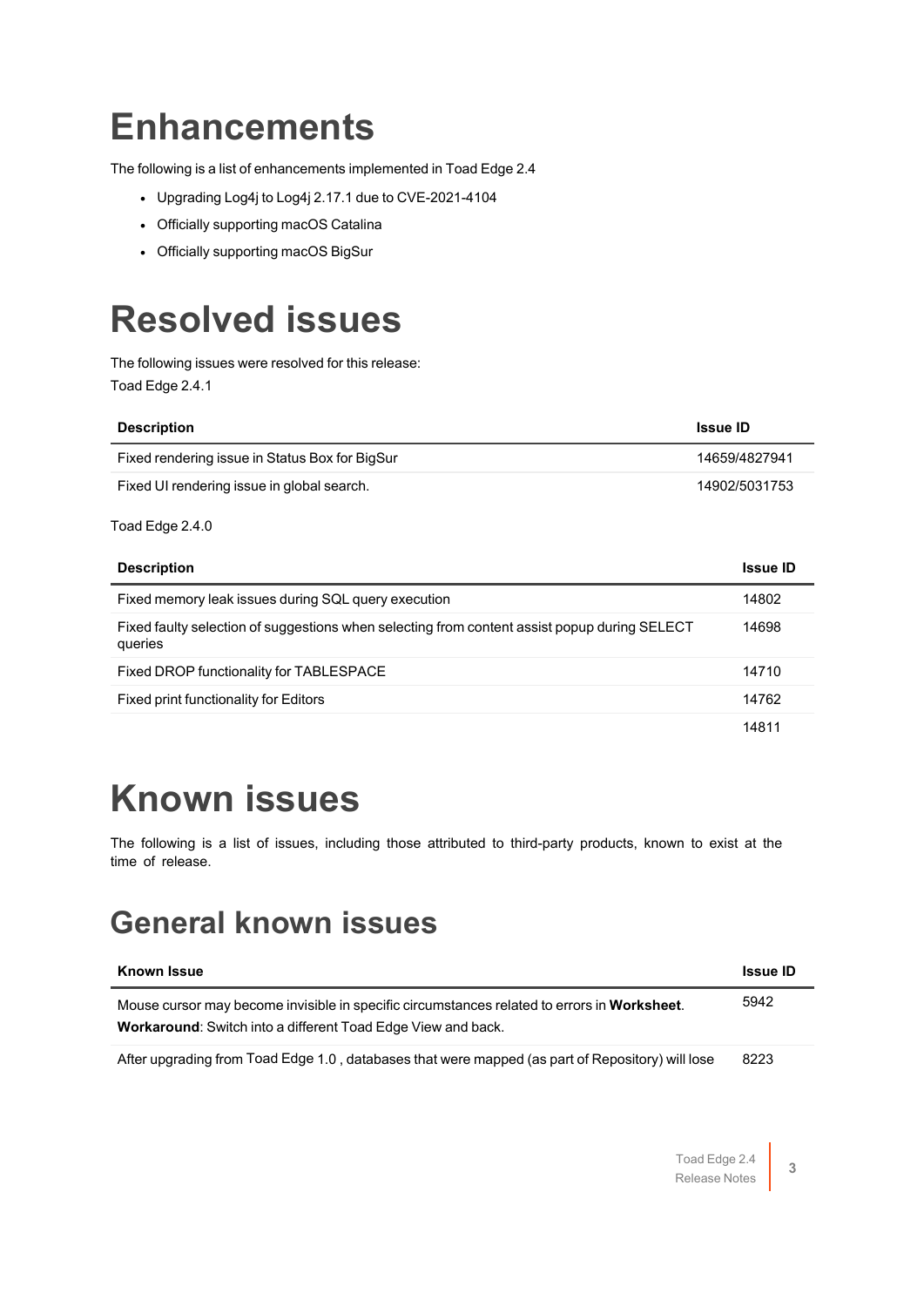# Enhancements

The following is a list of enhancements implemented in Toad Edge 2.4

- Upgrading Log4j to Log4j 2.17.1 due to CVE-2021-4104
- Officially supporting macOS Catalina
- Officially supporting macOS BigSur

# Resolved issues

The following issues were resolved for this release:

Toad Edge 2.4.1

| Description | Issue ID |
|---|---|
| Fixed rendering issue in Status Box for BigSur | 14659/4827941 |
| Fixed UI rendering issue in global search. | 14902/5031753 |

Toad Edge 2.4.0

| Description | Issue ID |
|---|---|
| Fixed memory leak issues during SQL query execution | 14802 |
| Fixed faulty selection of suggestions when selecting from content assist popup during SELECT queries | 14698 |
| Fixed DROP functionality for TABLESPACE | 14710 |
| Fixed print functionality for Editors | 14762 |
| | 14811 |

# Known issues

The following is a list of issues, including those attributed to third-party products, known to exist at the time of release.

## General known issues

| Known Issue | Issue ID |
|---|---|
| Mouse cursor may become invisible in specific circumstances related to errors in **Worksheet**.<br>**Workaround**: Switch into a different Toad Edge View and back. | 5942 |
| After upgrading from Toad Edge 1.0 , databases that were mapped (as part of Repository) will lose | 8223 |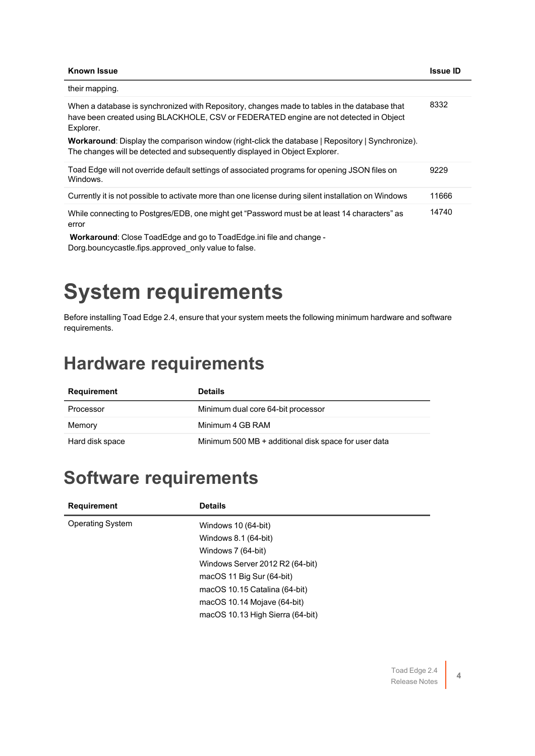| Known Issue | Issue ID |
| --- | --- |
| their mapping. | |
| When a database is synchronized with Repository, changes made to tables in the database that have been created using BLACKHOLE, CSV or FEDERATED engine are not detected in Object Explorer.<br>**Workaround**: Display the comparison window (right-click the database \| Repository \| Synchronize). The changes will be detected and subsequently displayed in Object Explorer. | 8332 |
| Toad Edge will not override default settings of associated programs for opening JSON files on Windows. | 9229 |
| Currently it is not possible to activate more than one license during silent installation on Windows | 11666 |
| While connecting to Postgres/EDB, one might get “Password must be at least 14 characters” as error<br>**Workaround**: Close ToadEdge and go to ToadEdge.ini file and change -Dorg.bouncycastle.fips.approved_only value to false. | 14740 |

# System requirements

Before installing Toad Edge 2.4, ensure that your system meets the following minimum hardware and software requirements.

## Hardware requirements

| Requirement | Details |
| --- | --- |
| Processor | Minimum dual core 64-bit processor |
| Memory | Minimum 4 GB RAM |
| Hard disk space | Minimum 500 MB + additional disk space for user data |

## Software requirements

| Requirement | Details |
| --- | --- |
| Operating System | Windows 10 (64-bit)<br>Windows 8.1 (64-bit)<br>Windows 7 (64-bit)<br>Windows Server 2012 R2 (64-bit)<br>macOS 11 Big Sur (64-bit)<br>macOS 10.15 Catalina (64-bit)<br>macOS 10.14 Mojave (64-bit)<br>macOS 10.13 High Sierra (64-bit) |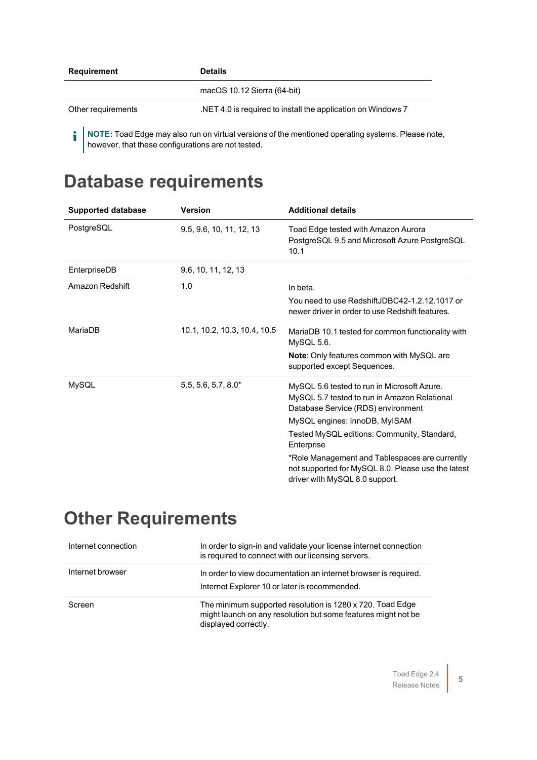| Requirement | Details |
| --- | --- |
| | macOS 10.12 Sierra (64-bit) |
| Other requirements | .NET 4.0 is required to install the application on Windows 7 |

**NOTE:** Toad Edge may also run on virtual versions of the mentioned operating systems. Please note, however, that these configurations are not tested.

# Database requirements

| Supported database | Version | Additional details |
| --- | --- | --- |
| PostgreSQL | 9.5, 9.6, 10, 11, 12, 13 | Toad Edge tested with Amazon Aurora PostgreSQL 9.5 and Microsoft Azure PostgreSQL 10.1 |
| EnterpriseDB | 9.6, 10, 11, 12, 13 | |
| Amazon Redshift | 1.0 | In beta.<br><br>You need to use RedshiftJDBC42-1.2.12.1017 or newer driver in order to use Redshift features. |
| MariaDB | 10.1, 10.2, 10.3, 10.4, 10.5 | MariaDB 10.1 tested for common functionality with MySQL 5.6.<br><br>**Note**: Only features common with MySQL are supported except Sequences. |
| MySQL | 5.5, 5.6, 5.7, 8.0* | MySQL 5.6 tested to run in Microsoft Azure. MySQL 5.7 tested to run in Amazon Relational Database Service (RDS) environment<br><br>MySQL engines: InnoDB, MyISAM<br><br>Tested MySQL editions: Community, Standard, Enterprise<br><br>*Role Management and Tablespaces are currently not supported for MySQL 8.0. Please use the latest driver with MySQL 8.0 support. |

# Other Requirements

| | |
| --- | --- |
| Internet connection | In order to sign-in and validate your license internet connection is required to connect with our licensing servers. |
| Internet browser | In order to view documentation an internet browser is required.<br><br>Internet Explorer 10 or later is recommended. |
| Screen | The minimum supported resolution is 1280 x 720. Toad Edge might launch on any resolution but some features might not be displayed correctly. |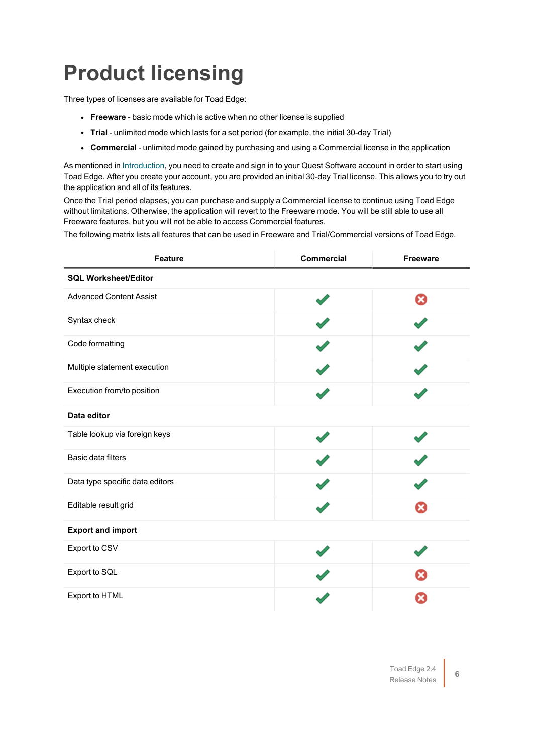# Product licensing

Three types of licenses are available for Toad Edge:

- **Freeware** - basic mode which is active when no other license is supplied
- **Trial** - unlimited mode which lasts for a set period (for example, the initial 30-day Trial)
- **Commercial** - unlimited mode gained by purchasing and using a Commercial license in the application

As mentioned in Introduction, you need to create and sign in to your Quest Software account in order to start using Toad Edge. After you create your account, you are provided an initial 30-day Trial license. This allows you to try out the application and all of its features.

Once the Trial period elapses, you can purchase and supply a Commercial license to continue using Toad Edge without limitations. Otherwise, the application will revert to the Freeware mode. You will be still able to use all Freeware features, but you will not be able to access Commercial features.

The following matrix lists all features that can be used in Freeware and Trial/Commercial versions of Toad Edge.

| Feature | Commercial | Freeware |
|---|---|---|
| **SQL Worksheet/Editor** | | |
| Advanced Content Assist | ✔ | ✘ |
| Syntax check | ✔ | ✔ |
| Code formatting | ✔ | ✔ |
| Multiple statement execution | ✔ | ✔ |
| Execution from/to position | ✔ | ✔ |
| **Data editor** | | |
| Table lookup via foreign keys | ✔ | ✔ |
| Basic data filters | ✔ | ✔ |
| Data type specific data editors | ✔ | ✔ |
| Editable result grid | ✔ | ✘ |
| **Export and import** | | |
| Export to CSV | ✔ | ✔ |
| Export to SQL | ✔ | ✘ |
| Export to HTML | ✔ | ✘ |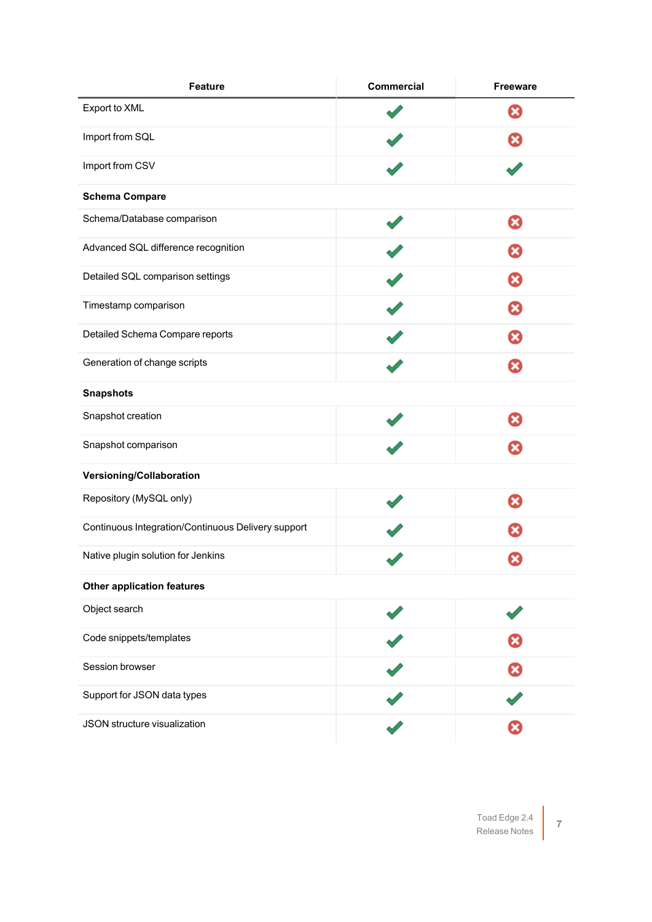| Feature | Commercial | Freeware |
|---|---|---|
| Export to XML | ✔ | ✖ |
| Import from SQL | ✔ | ✖ |
| Import from CSV | ✔ | ✔ |
| **Schema Compare** | | |
| Schema/Database comparison | ✔ | ✖ |
| Advanced SQL difference recognition | ✔ | ✖ |
| Detailed SQL comparison settings | ✔ | ✖ |
| Timestamp comparison | ✔ | ✖ |
| Detailed Schema Compare reports | ✔ | ✖ |
| Generation of change scripts | ✔ | ✖ |
| **Snapshots** | | |
| Snapshot creation | ✔ | ✖ |
| Snapshot comparison | ✔ | ✖ |
| **Versioning/Collaboration** | | |
| Repository (MySQL only) | ✔ | ✖ |
| Continuous Integration/Continuous Delivery support | ✔ | ✖ |
| Native plugin solution for Jenkins | ✔ | ✖ |
| **Other application features** | | |
| Object search | ✔ | ✔ |
| Code snippets/templates | ✔ | ✖ |
| Session browser | ✔ | ✖ |
| Support for JSON data types | ✔ | ✔ |
| JSON structure visualization | ✔ | ✖ |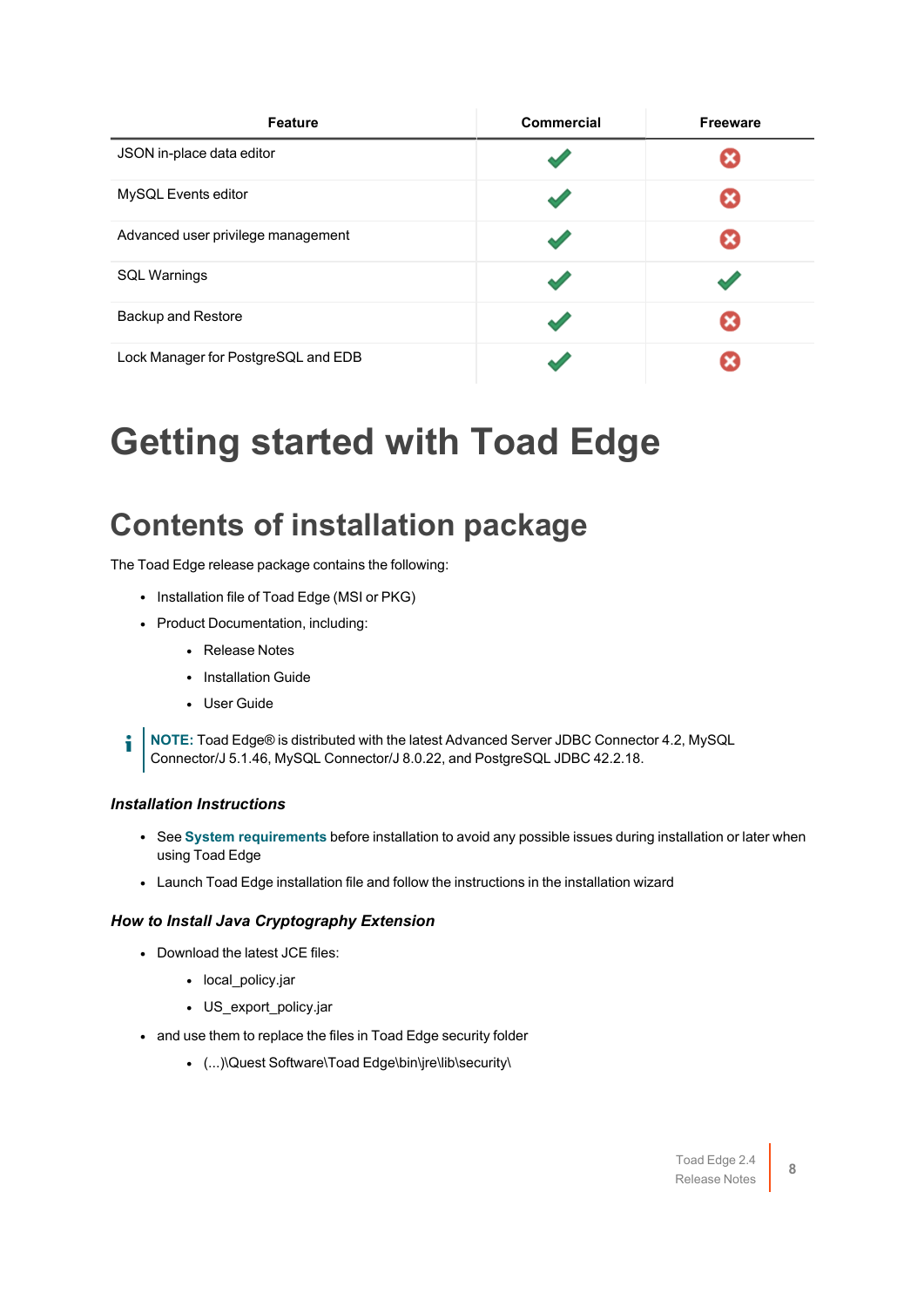| Feature | Commercial | Freeware |
| --- | --- | --- |
| JSON in-place data editor | ✔ | ✖ |
| MySQL Events editor | ✔ | ✖ |
| Advanced user privilege management | ✔ | ✖ |
| SQL Warnings | ✔ | ✔ |
| Backup and Restore | ✔ | ✖ |
| Lock Manager for PostgreSQL and EDB | ✔ | ✖ |

# Getting started with Toad Edge

## Contents of installation package

The Toad Edge release package contains the following:

- Installation file of Toad Edge (MSI or PKG)
- Product Documentation, including:
  - Release Notes
  - Installation Guide
  - User Guide

**NOTE:** Toad Edge® is distributed with the latest Advanced Server JDBC Connector 4.2, MySQL Connector/J 5.1.46, MySQL Connector/J 8.0.22, and PostgreSQL JDBC 42.2.18.

### *Installation Instructions*

- See **System requirements** before installation to avoid any possible issues during installation or later when using Toad Edge
- Launch Toad Edge installation file and follow the instructions in the installation wizard

### *How to Install Java Cryptography Extension*

- Download the latest JCE files:
  - local_policy.jar
  - US_export_policy.jar
- and use them to replace the files in Toad Edge security folder
  - (...)\Quest Software\Toad Edge\bin\jre\lib\security\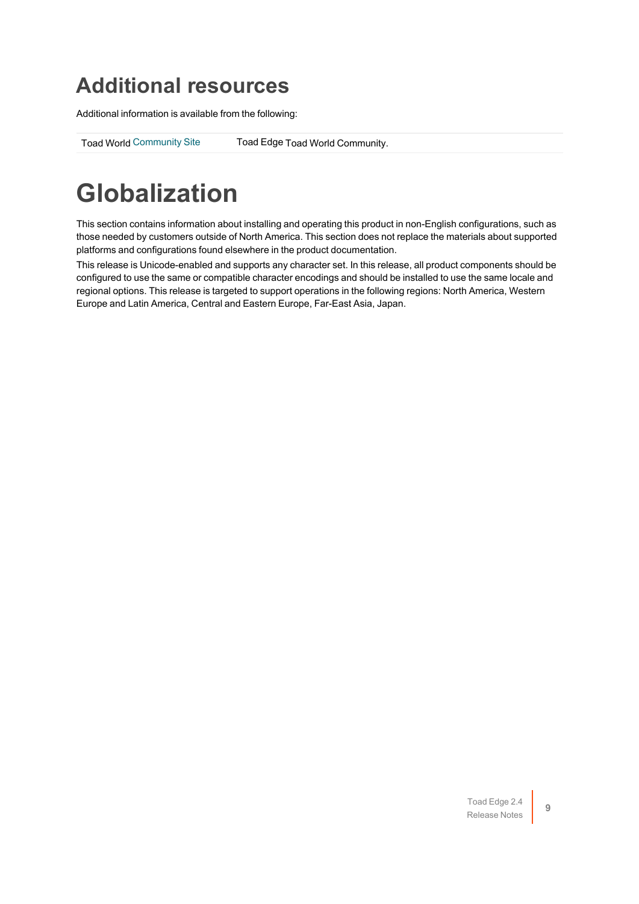## Additional resources

Additional information is available from the following:

| Toad World Community Site | Toad Edge Toad World Community. |
|---|---|

# Globalization

This section contains information about installing and operating this product in non-English configurations, such as those needed by customers outside of North America. This section does not replace the materials about supported platforms and configurations found elsewhere in the product documentation.

This release is Unicode-enabled and supports any character set. In this release, all product components should be configured to use the same or compatible character encodings and should be installed to use the same locale and regional options. This release is targeted to support operations in the following regions: North America, Western Europe and Latin America, Central and Eastern Europe, Far-East Asia, Japan.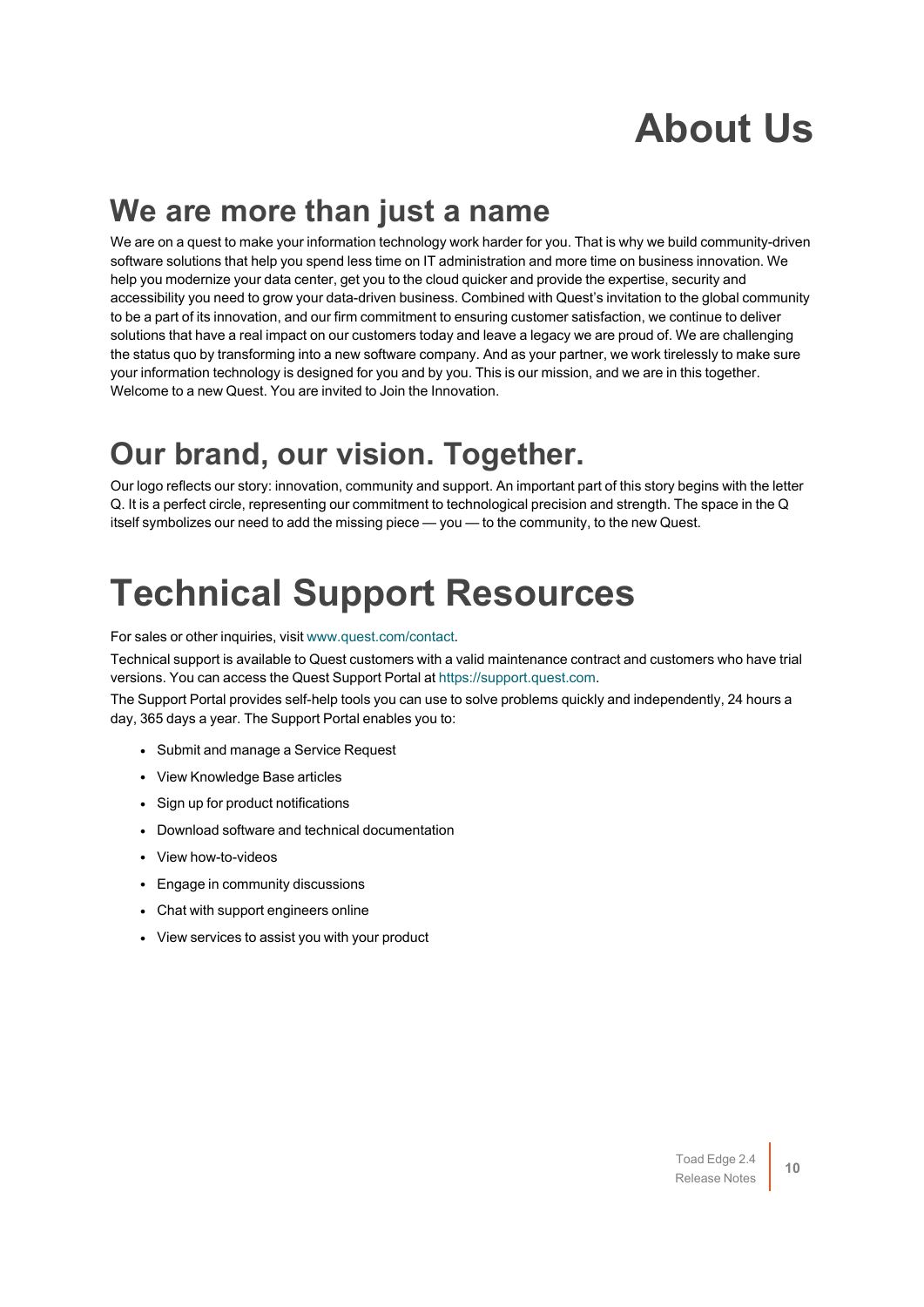# About Us

## We are more than just a name

We are on a quest to make your information technology work harder for you. That is why we build community-driven software solutions that help you spend less time on IT administration and more time on business innovation. We help you modernize your data center, get you to the cloud quicker and provide the expertise, security and accessibility you need to grow your data-driven business. Combined with Quest's invitation to the global community to be a part of its innovation, and our firm commitment to ensuring customer satisfaction, we continue to deliver solutions that have a real impact on our customers today and leave a legacy we are proud of. We are challenging the status quo by transforming into a new software company. And as your partner, we work tirelessly to make sure your information technology is designed for you and by you. This is our mission, and we are in this together. Welcome to a new Quest. You are invited to Join the Innovation.

## Our brand, our vision. Together.

Our logo reflects our story: innovation, community and support. An important part of this story begins with the letter Q. It is a perfect circle, representing our commitment to technological precision and strength. The space in the Q itself symbolizes our need to add the missing piece — you — to the community, to the new Quest.

# Technical Support Resources

For sales or other inquiries, visit www.quest.com/contact.

Technical support is available to Quest customers with a valid maintenance contract and customers who have trial versions. You can access the Quest Support Portal at https://support.quest.com.

The Support Portal provides self-help tools you can use to solve problems quickly and independently, 24 hours a day, 365 days a year. The Support Portal enables you to:

- Submit and manage a Service Request
- View Knowledge Base articles
- Sign up for product notifications
- Download software and technical documentation
- View how-to-videos
- Engage in community discussions
- Chat with support engineers online
- View services to assist you with your product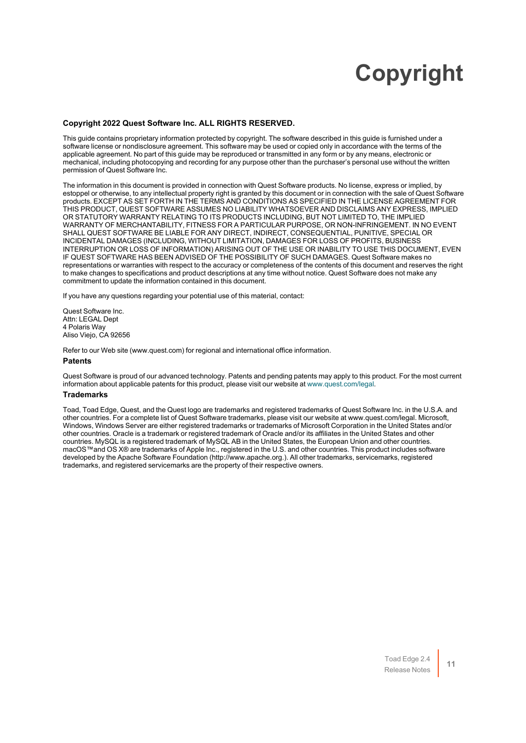# Copyright

**Copyright 2022 Quest Software Inc. ALL RIGHTS RESERVED.**

This guide contains proprietary information protected by copyright. The software described in this guide is furnished under a software license or nondisclosure agreement. This software may be used or copied only in accordance with the terms of the applicable agreement. No part of this guide may be reproduced or transmitted in any form or by any means, electronic or mechanical, including photocopying and recording for any purpose other than the purchaser's personal use without the written permission of Quest Software Inc.

The information in this document is provided in connection with Quest Software products. No license, express or implied, by estoppel or otherwise, to any intellectual property right is granted by this document or in connection with the sale of Quest Software products. EXCEPT AS SET FORTH IN THE TERMS AND CONDITIONS AS SPECIFIED IN THE LICENSE AGREEMENT FOR THIS PRODUCT, QUEST SOFTWARE ASSUMES NO LIABILITY WHATSOEVER AND DISCLAIMS ANY EXPRESS, IMPLIED OR STATUTORY WARRANTY RELATING TO ITS PRODUCTS INCLUDING, BUT NOT LIMITED TO, THE IMPLIED WARRANTY OF MERCHANTABILITY, FITNESS FOR A PARTICULAR PURPOSE, OR NON-INFRINGEMENT. IN NO EVENT SHALL QUEST SOFTWARE BE LIABLE FOR ANY DIRECT, INDIRECT, CONSEQUENTIAL, PUNITIVE, SPECIAL OR INCIDENTAL DAMAGES (INCLUDING, WITHOUT LIMITATION, DAMAGES FOR LOSS OF PROFITS, BUSINESS INTERRUPTION OR LOSS OF INFORMATION) ARISING OUT OF THE USE OR INABILITY TO USE THIS DOCUMENT, EVEN IF QUEST SOFTWARE HAS BEEN ADVISED OF THE POSSIBILITY OF SUCH DAMAGES. Quest Software makes no representations or warranties with respect to the accuracy or completeness of the contents of this document and reserves the right to make changes to specifications and product descriptions at any time without notice. Quest Software does not make any commitment to update the information contained in this document.

If you have any questions regarding your potential use of this material, contact:

Quest Software Inc.
Attn: LEGAL Dept
4 Polaris Way
Aliso Viejo, CA 92656

Refer to our Web site (www.quest.com) for regional and international office information.

### Patents

Quest Software is proud of our advanced technology. Patents and pending patents may apply to this product. For the most current information about applicable patents for this product, please visit our website at www.quest.com/legal.

### Trademarks

Toad, Toad Edge, Quest, and the Quest logo are trademarks and registered trademarks of Quest Software Inc. in the U.S.A. and other countries. For a complete list of Quest Software trademarks, please visit our website at www.quest.com/legal. Microsoft, Windows, Windows Server are either registered trademarks or trademarks of Microsoft Corporation in the United States and/or other countries. Oracle is a trademark or registered trademark of Oracle and/or its affiliates in the United States and other countries. MySQL is a registered trademark of MySQL AB in the United States, the European Union and other countries. macOS™and OS X® are trademarks of Apple Inc., registered in the U.S. and other countries. This product includes software developed by the Apache Software Foundation (http://www.apache.org.). All other trademarks, servicemarks, registered trademarks, and registered servicemarks are the property of their respective owners.